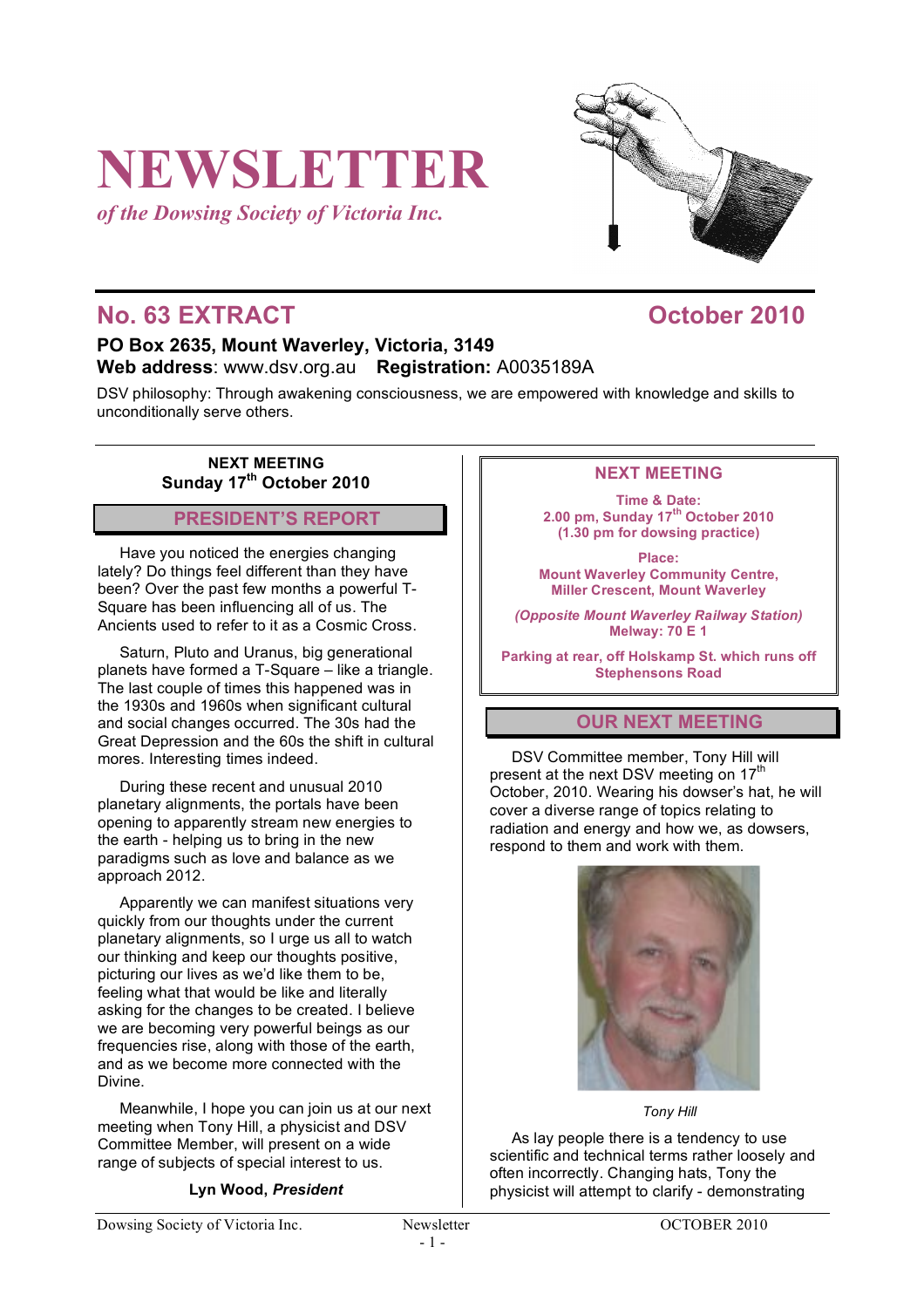# NEWSLETTER

*of the Dowsing Society of Victoria Inc.*

## No. 63 EXTRACT — October 2010

**PO Box 2635, Mount Waverley, Victoria, 3149**
**Web address**: www.dsv.org.au **Registration:** A0035189A

DSV philosophy: Through awakening consciousness, we are empowered with knowledge and skills to unconditionally serve others.

**NEXT MEETING**
**Sunday 17th October 2010**

## PRESIDENT'S REPORT

Have you noticed the energies changing lately? Do things feel different than they have been? Over the past few months a powerful T-Square has been influencing all of us. The Ancients used to refer to it as a Cosmic Cross.

Saturn, Pluto and Uranus, big generational planets have formed a T-Square – like a triangle. The last couple of times this happened was in the 1930s and 1960s when significant cultural and social changes occurred. The 30s had the Great Depression and the 60s the shift in cultural mores. Interesting times indeed.

During these recent and unusual 2010 planetary alignments, the portals have been opening to apparently stream new energies to the earth - helping us to bring in the new paradigms such as love and balance as we approach 2012.

Apparently we can manifest situations very quickly from our thoughts under the current planetary alignments, so I urge us all to watch our thinking and keep our thoughts positive, picturing our lives as we'd like them to be, feeling what that would be like and literally asking for the changes to be created. I believe we are becoming very powerful beings as our frequencies rise, along with those of the earth, and as we become more connected with the Divine.

Meanwhile, I hope you can join us at our next meeting when Tony Hill, a physicist and DSV Committee Member, will present on a wide range of subjects of special interest to us.

**Lyn Wood, *President***

## NEXT MEETING

**Time & Date:**
**2.00 pm, Sunday 17th October 2010**
**(1.30 pm for dowsing practice)**

**Place:**
**Mount Waverley Community Centre,**
**Miller Crescent, Mount Waverley**

***(Opposite Mount Waverley Railway Station)***
**Melway: 70 E 1**

**Parking at rear, off Holskamp St. which runs off Stephensons Road**

## OUR NEXT MEETING

DSV Committee member, Tony Hill will present at the next DSV meeting on 17th October, 2010. Wearing his dowser's hat, he will cover a diverse range of topics relating to radiation and energy and how we, as dowsers, respond to them and work with them.

*Tony Hill*

As lay people there is a tendency to use scientific and technical terms rather loosely and often incorrectly. Changing hats, Tony the physicist will attempt to clarify - demonstrating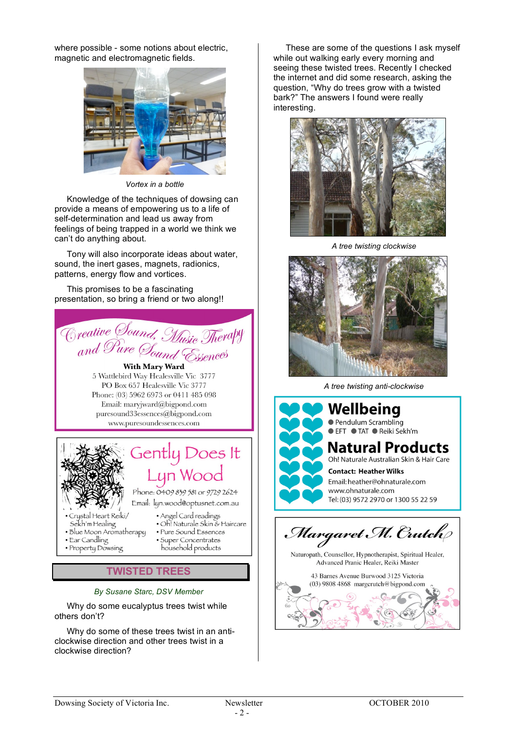where possible - some notions about electric, magnetic and electromagnetic fields.

*Vortex in a bottle*

Knowledge of the techniques of dowsing can provide a means of empowering us to a life of self-determination and lead us away from feelings of being trapped in a world we think we can't do anything about.

Tony will also incorporate ideas about water, sound, the inert gases, magnets, radionics, patterns, energy flow and vortices.

This promises to be a fascinating presentation, so bring a friend or two along!!

**Creative Sound, Music Therapy and Pure Sound Essences**

**With Mary Ward**
5 Wattlebird Way Healesville Vic 3777
PO Box 657 Healesville Vic 3777
Phone: (03) 5962 6973 or 0411 485 098
Email: maryjward@bigpond.com
puresound33essences@bigpond.com
www.puresoundessences.com

**Gently Does It**
**Lyn Wood**
Phone: 0409 839 581 or 9729 2624
Email: lyn.wood@optusnet.com.au

- Crystal Heart Reiki/ Sekh'm Healing
- Blue Moon Aromatherapy
- Ear Candling
- Property Dowsing
- Angel Card readings
- Oh! Naturale Skin & Haircare
- Pure Sound Essences
- Super Concentrates household products

## TWISTED TREES

*By Susane Starc, DSV Member*

Why do some eucalyptus trees twist while others don't?

Why do some of these trees twist in an anti-clockwise direction and other trees twist in a clockwise direction?

These are some of the questions I ask myself while out walking early every morning and seeing these twisted trees. Recently I checked the internet and did some research, asking the question, "Why do trees grow with a twisted bark?" The answers I found were really interesting.

*A tree twisting clockwise*

*A tree twisting anti-clockwise*

**Wellbeing**
- Pendulum Scrambling
- EFT
- TAT
- Reiki Sekh'm

**Natural Products**
Oh! Naturale Australian Skin & Hair Care

**Contact: Heather Wilks**
Email: heather@ohnaturale.com
www.ohnaturale.com
Tel: (03) 9572 2970 or 1300 55 22 59

**Margaret M. Crutch**
Naturopath, Counsellor, Hypnotherapist, Spiritual Healer,
Advanced Pranic Healer, Reiki Master

43 Barnes Avenue Burwood 3125 Victoria
(03) 9808 4868 margcrutch@bigpond.com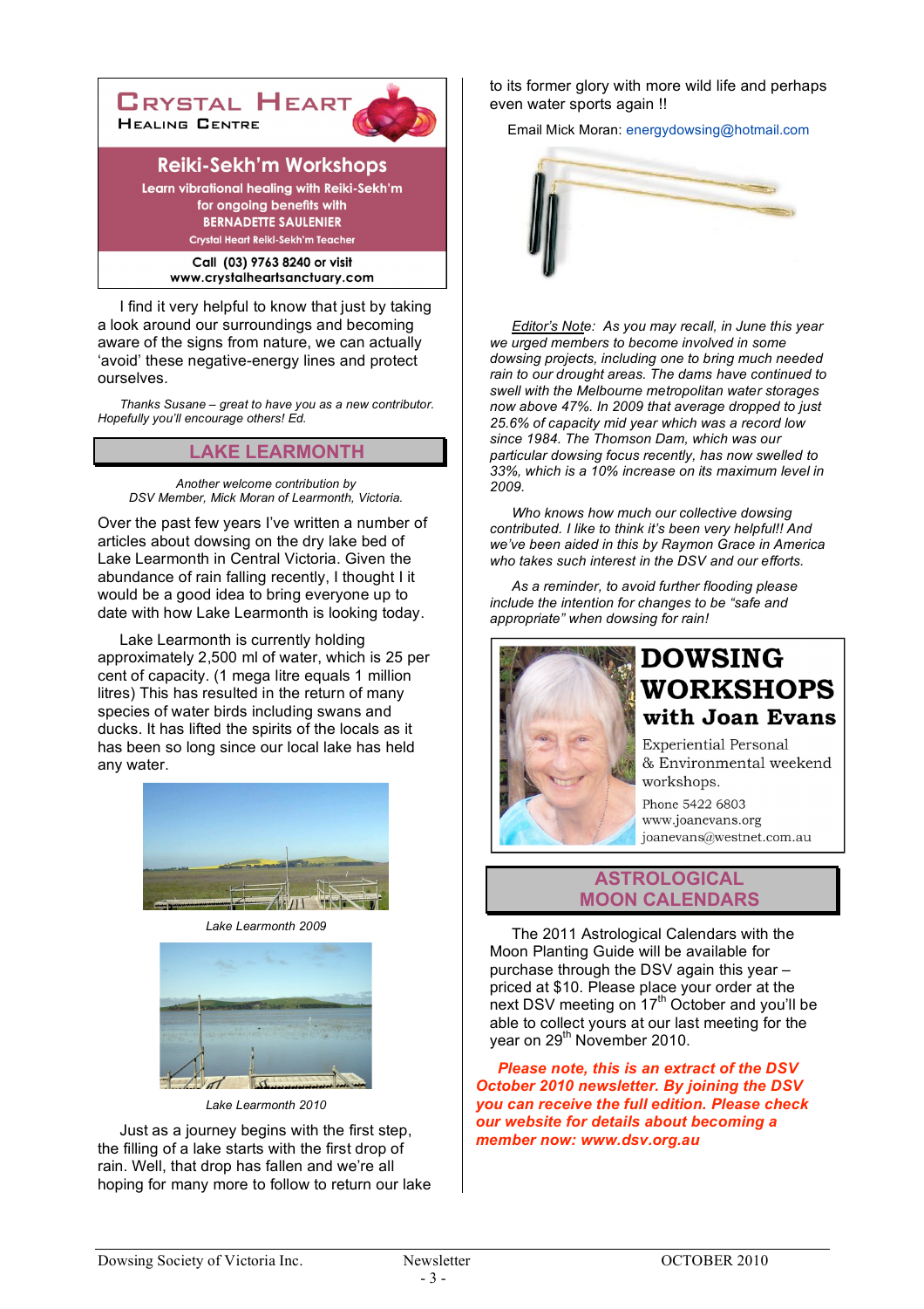**CRYSTAL HEART**
**HEALING CENTRE**

**Reiki-Sekh'm Workshops**

**Learn vibrational healing with Reiki-Sekh'm for ongoing benefits with BERNADETTE SAULENIER**
**Crystal Heart Reiki-Sekh'm Teacher**

**Call (03) 9763 8240 or visit www.crystalheartsanctuary.com**

I find it very helpful to know that just by taking a look around our surroundings and becoming aware of the signs from nature, we can actually 'avoid' these negative-energy lines and protect ourselves.

*Thanks Susane – great to have you as a new contributor. Hopefully you'll encourage others! Ed.*

## LAKE LEARMONTH

*Another welcome contribution by DSV Member, Mick Moran of Learmonth, Victoria.*

Over the past few years I've written a number of articles about dowsing on the dry lake bed of Lake Learmonth in Central Victoria. Given the abundance of rain falling recently, I thought I it would be a good idea to bring everyone up to date with how Lake Learmonth is looking today.

Lake Learmonth is currently holding approximately 2,500 ml of water, which is 25 per cent of capacity. (1 mega litre equals 1 million litres) This has resulted in the return of many species of water birds including swans and ducks. It has lifted the spirits of the locals as it has been so long since our local lake has held any water.

*Lake Learmonth 2009*

*Lake Learmonth 2010*

Just as a journey begins with the first step, the filling of a lake starts with the first drop of rain. Well, that drop has fallen and we're all hoping for many more to follow to return our lake to its former glory with more wild life and perhaps even water sports again !!

Email Mick Moran: energydowsing@hotmail.com

*Editor's Note: As you may recall, in June this year we urged members to become involved in some dowsing projects, including one to bring much needed rain to our drought areas. The dams have continued to swell with the Melbourne metropolitan water storages now above 47%. In 2009 that average dropped to just 25.6% of capacity mid year which was a record low since 1984. The Thomson Dam, which was our particular dowsing focus recently, has now swelled to 33%, which is a 10% increase on its maximum level in 2009.*

*Who knows how much our collective dowsing contributed. I like to think it's been very helpful!! And we've been aided in this by Raymon Grace in America who takes such interest in the DSV and our efforts.*

*As a reminder, to avoid further flooding please include the intention for changes to be "safe and appropriate" when dowsing for rain!*

**DOWSING WORKSHOPS**
**with Joan Evans**

Experiential Personal & Environmental weekend workshops.

Phone 5422 6803
www.joanevans.org
joanevans@westnet.com.au

## ASTROLOGICAL MOON CALENDARS

The 2011 Astrological Calendars with the Moon Planting Guide will be available for purchase through the DSV again this year – priced at $10. Please place your order at the next DSV meeting on 17th October and you'll be able to collect yours at our last meeting for the year on 29th November 2010.

***Please note, this is an extract of the DSV October 2010 newsletter. By joining the DSV you can receive the full edition. Please check our website for details about becoming a member now: www.dsv.org.au***